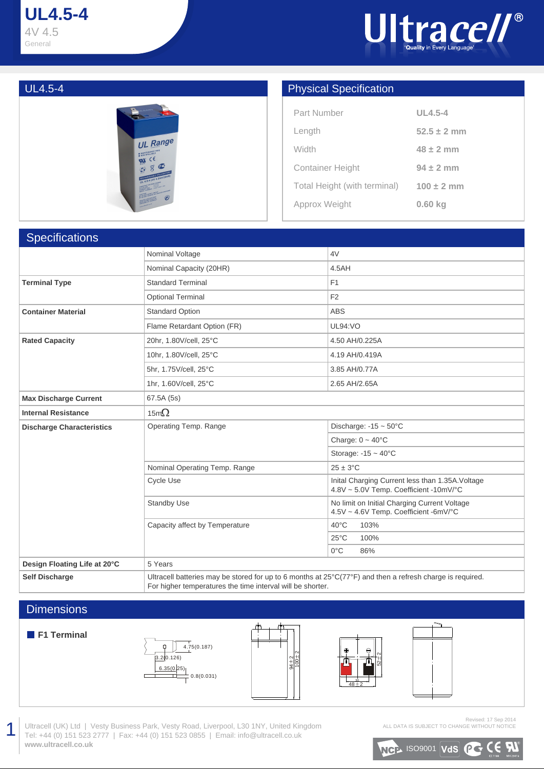# UL4.5-4

4V 4.5

General

Ultracell®

'Quality in Every Language'

## UL4.5-4

## Physical Specification

| | |
|---|---|
| Part Number | UL4.5-4 |
| Length | 52.5 ± 2 mm |
| Width | 48 ± 2 mm |
| Container Height | 94 ± 2 mm |
| Total Height (with terminal) | 100 ± 2 mm |
| Approx Weight | 0.60 kg |

## Specifications

| | | |
|---|---|---|
| | Nominal Voltage | 4V |
| | Nominal Capacity (20HR) | 4.5AH |
| **Terminal Type** | Standard Terminal | F1 |
| | Optional Terminal | F2 |
| **Container Material** | Standard Option | ABS |
| | Flame Retardant Option (FR) | UL94:VO |
| **Rated Capacity** | 20hr, 1.80V/cell, 25°C | 4.50 AH/0.225A |
| | 10hr, 1.80V/cell, 25°C | 4.19 AH/0.419A |
| | 5hr, 1.75V/cell, 25°C | 3.85 AH/0.77A |
| | 1hr, 1.60V/cell, 25°C | 2.65 AH/2.65A |
| **Max Discharge Current** | 67.5A (5s) | |
| **Internal Resistance** | 15mΩ | |
| **Discharge Characteristics** | Operating Temp. Range | Discharge: -15 ~ 50°C |
| | | Charge: 0 ~ 40°C |
| | | Storage: -15 ~ 40°C |
| | Nominal Operating Temp. Range | 25 ± 3°C |
| | Cycle Use | Inital Charging Current less than 1.35A.Voltage 4.8V ~ 5.0V Temp. Coefficient -10mV/°C |
| | Standby Use | No limit on Initial Charging Current Voltage 4.5V ~ 4.6V Temp. Coefficient -6mV/°C |
| | Capacity affect by Temperature | 40°C 103% |
| | | 25°C 100% |
| | | 0°C 86% |
| **Design Floating Life at 20°C** | 5 Years | |
| **Self Discharge** | Ultracell batteries may be stored for up to 6 months at 25°C(77°F) and then a refresh charge is required. For higher temperatures the time interval will be shorter. | |

## Dimensions

**F1 Terminal**

4.75(0.187)
3.2(0.126)
6.35(0.25)
0.8(0.031)

94±2
100±2
52±2
48±2

Ultracell (UK) Ltd | Vesty Business Park, Vesty Road, Liverpool, L30 1NY, United Kingdom
Tel: +44 (0) 151 523 2777 | Fax: +44 (0) 151 523 0855 | Email: info@ultracell.co.uk
**www.ultracell.co.uk**

Revised: 17 Sep 2014
ALL DATA IS SUBJECT TO CHANGE WITHOUT NOTICE

ISO9001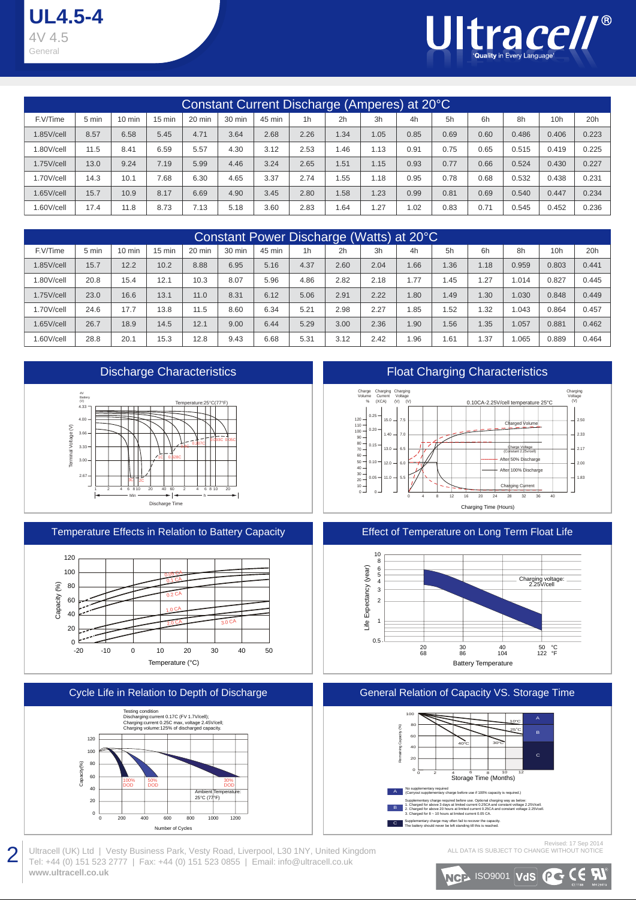# UL4.5-4

4V 4.5

General

Ultracell® "Quality in Every Language"

## Constant Current Discharge (Amperes) at 20°C

| F.V/Time | 5 min | 10 min | 15 min | 20 min | 30 min | 45 min | 1h | 2h | 3h | 4h | 5h | 6h | 8h | 10h | 20h |
|---|---|---|---|---|---|---|---|---|---|---|---|---|---|---|---|
| 1.85V/cell | 8.57 | 6.58 | 5.45 | 4.71 | 3.64 | 2.68 | 2.26 | 1.34 | 1.05 | 0.85 | 0.69 | 0.60 | 0.486 | 0.406 | 0.223 |
| 1.80V/cell | 11.5 | 8.41 | 6.59 | 5.57 | 4.30 | 3.12 | 2.53 | 1.46 | 1.13 | 0.91 | 0.75 | 0.65 | 0.515 | 0.419 | 0.225 |
| 1.75V/cell | 13.0 | 9.24 | 7.19 | 5.99 | 4.46 | 3.24 | 2.65 | 1.51 | 1.15 | 0.93 | 0.77 | 0.66 | 0.524 | 0.430 | 0.227 |
| 1.70V/cell | 14.3 | 10.1 | 7.68 | 6.30 | 4.65 | 3.37 | 2.74 | 1.55 | 1.18 | 0.95 | 0.78 | 0.68 | 0.532 | 0.438 | 0.231 |
| 1.65V/cell | 15.7 | 10.9 | 8.17 | 6.69 | 4.90 | 3.45 | 2.80 | 1.58 | 1.23 | 0.99 | 0.81 | 0.69 | 0.540 | 0.447 | 0.234 |
| 1.60V/cell | 17.4 | 11.8 | 8.73 | 7.13 | 5.18 | 3.60 | 2.83 | 1.64 | 1.27 | 1.02 | 0.83 | 0.71 | 0.545 | 0.452 | 0.236 |

## Constant Power Discharge (Watts) at 20°C

| F.V/Time | 5 min | 10 min | 15 min | 20 min | 30 min | 45 min | 1h | 2h | 3h | 4h | 5h | 6h | 8h | 10h | 20h |
|---|---|---|---|---|---|---|---|---|---|---|---|---|---|---|---|
| 1.85V/cell | 15.7 | 12.2 | 10.2 | 8.88 | 6.95 | 5.16 | 4.37 | 2.60 | 2.04 | 1.66 | 1.36 | 1.18 | 0.959 | 0.803 | 0.441 |
| 1.80V/cell | 20.8 | 15.4 | 12.1 | 10.3 | 8.07 | 5.96 | 4.86 | 2.82 | 2.18 | 1.77 | 1.45 | 1.27 | 1.014 | 0.827 | 0.445 |
| 1.75V/cell | 23.0 | 16.6 | 13.1 | 11.0 | 8.31 | 6.12 | 5.06 | 2.91 | 2.22 | 1.80 | 1.49 | 1.30 | 1.030 | 0.848 | 0.449 |
| 1.70V/cell | 24.6 | 17.7 | 13.8 | 11.5 | 8.60 | 6.34 | 5.21 | 2.98 | 2.27 | 1.85 | 1.52 | 1.32 | 1.043 | 0.864 | 0.457 |
| 1.65V/cell | 26.7 | 18.9 | 14.5 | 12.1 | 9.00 | 6.44 | 5.29 | 3.00 | 2.36 | 1.90 | 1.56 | 1.35 | 1.057 | 0.881 | 0.462 |
| 1.60V/cell | 28.8 | 20.1 | 15.3 | 12.8 | 9.43 | 6.68 | 5.31 | 3.12 | 2.42 | 1.96 | 1.61 | 1.37 | 1.065 | 0.889 | 0.464 |

## Discharge Characteristics

4V Battery (V)
Terminal Voltage (V)
Temperature:25°C(77°F)
4.33, 4.00, 3.66, 3.33, 3.00, 2.67
3C, 2C, 1C, 0.6C, 0.4C, 0.28C, 0.17C, 0.093C, 0.05C
1 2 4 6 8 10 20 40 60 2 4 6 8 10 20
Min | h
Discharge Time

## Float Charging Characteristics

Charge Volume % | Charging Current (XCA) | Charging Voltage (V) | Charging Voltage (V)
0.10CA-2.25V/cell temperature 25°C
Charged Volume
Charge Voltage (Constant 2.25V/cell)
After 50% Discharge
After 100% Discharge
Charging Current
0 4 8 12 16 20 24 28 32 36 40
Charging Time (Hours)

## Temperature Effects in Relation to Battery Capacity

Capacity (%)
0.05 CA, 0.1 CA, 0.2 CA, 1.0 CA, 2.0 CA, 3.0 CA
-20 -10 0 10 20 30 40 50
Temperature (°C)

## Effect of Temperature on Long Term Float Life

Life Expectancy (year)
Charging voltage: 2.25V/cell
20 68, 30 86, 40 104, 50 122 °C °F
Battery Temperature

## Cycle Life in Relation to Depth of Discharge

Testing condition
Discharging:current 0.17C (FV 1.7V/cell);
Charging:current 0.25C max, voltage 2.45V/cell;
Charging volume:125% of discharged capacity.
Capacity(%)
100% DOD, 50% DOD, 30% DOD
Ambient Temperature: 25°C (77°F)
0 200 400 600 800 1000 1200
Number of Cycles

## General Relation of Capacity VS. Storage Time

Remaining Capacity (%)
10°C, 25°C, 30°C, 40°C
A, B, C
Storage Time (Months)

A — No supplementary required (Carryout supplementary charge before use if 100% capacity is required.)

B — Supplementary charge required before use. Optional charging way as below:
1. Charged for above 3 days at limited current 0.25CA and constant voltage 2.25V/cell.
2. Charged for above 20 hours at limited current 0.25CA and constant voltage 2.25V/cell.
3. Charged for 8 ~ 10 hours at limited current 0.05 CA.

C — Supplementary charge may often fail to recover the capacity. The battery should never be left standing till this is reached.

Ultracell (UK) Ltd | Vesty Business Park, Vesty Road, Liverpool, L30 1NY, United Kingdom
Tel: +44 (0) 151 523 2777 | Fax: +44 (0) 151 523 0855 | Email: info@ultracell.co.uk
**www.ultracell.co.uk**

Revised: 17 Sep 2014
ALL DATA IS SUBJECT TO CHANGE WITHOUT NOTICE

ISO9001